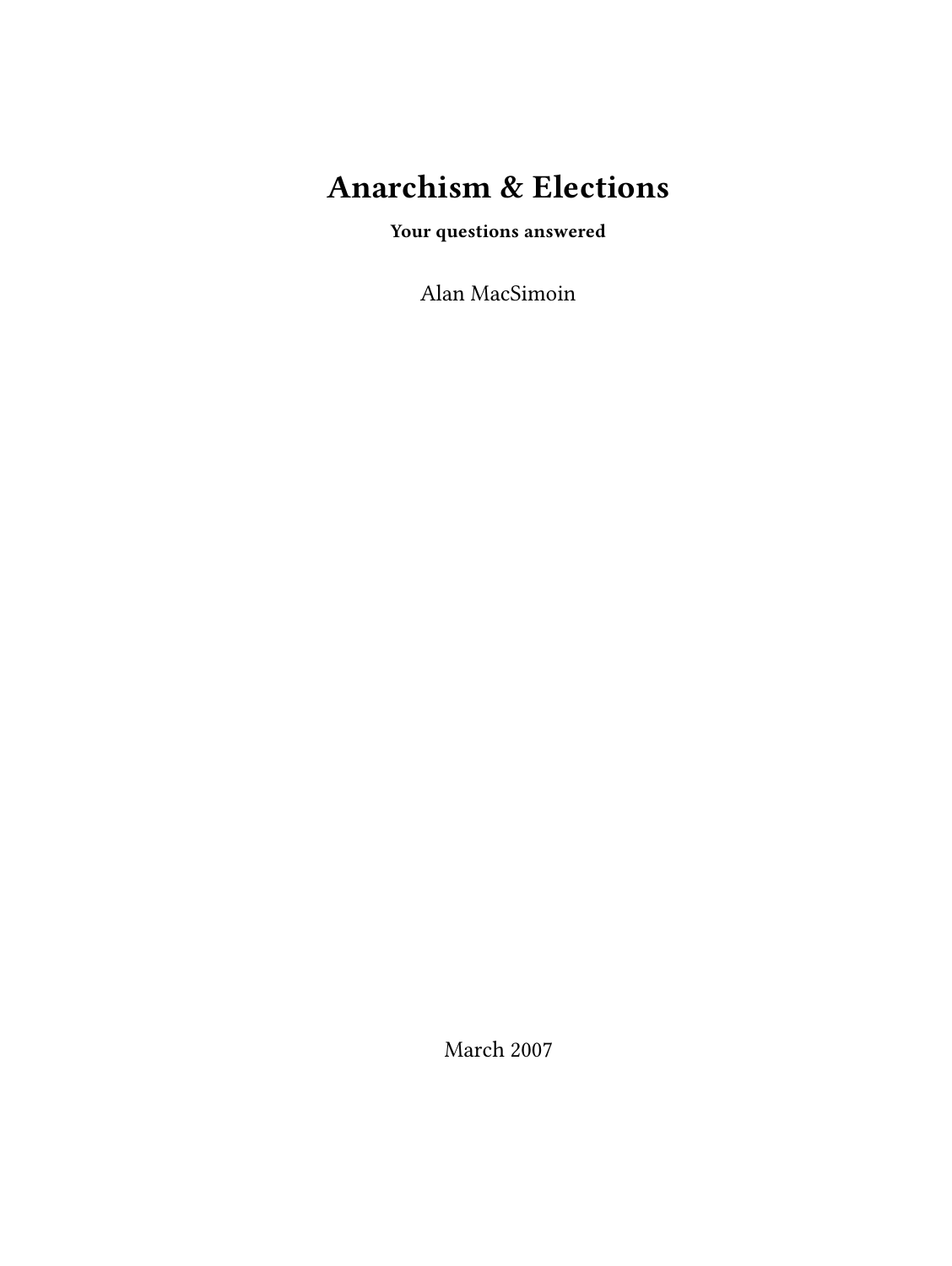# Anarchism & Elections

**Your questions answered**

Alan MacSimoin

March 2007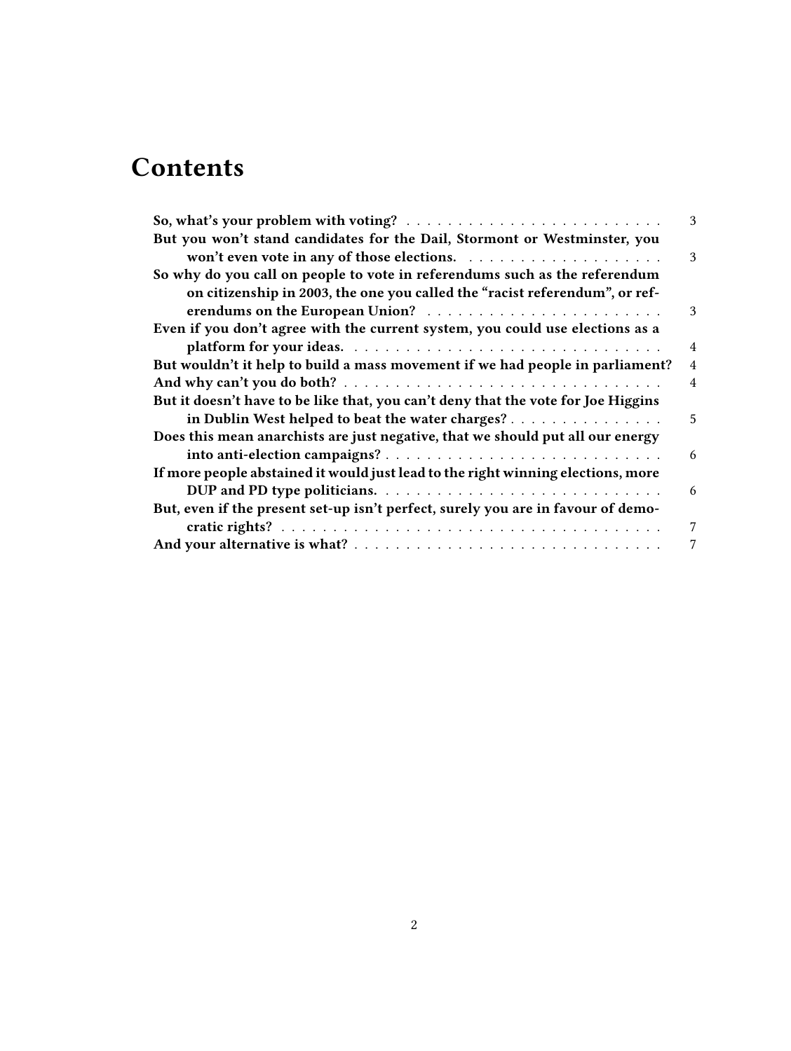# Contents

- So, what's your problem with voting? 3
- But you won't stand candidates for the Dail, Stormont or Westminster, you won't even vote in any of those elections. 3
- So why do you call on people to vote in referendums such as the referendum on citizenship in 2003, the one you called the "racist referendum", or referendums on the European Union? 3
- Even if you don't agree with the current system, you could use elections as a platform for your ideas. 4
- But wouldn't it help to build a mass movement if we had people in parliament? 4
- And why can't you do both? 4
- But it doesn't have to be like that, you can't deny that the vote for Joe Higgins in Dublin West helped to beat the water charges? 5
- Does this mean anarchists are just negative, that we should put all our energy into anti-election campaigns? 6
- If more people abstained it would just lead to the right winning elections, more DUP and PD type politicians. 6
- But, even if the present set-up isn't perfect, surely you are in favour of democratic rights? 7
- And your alternative is what? 7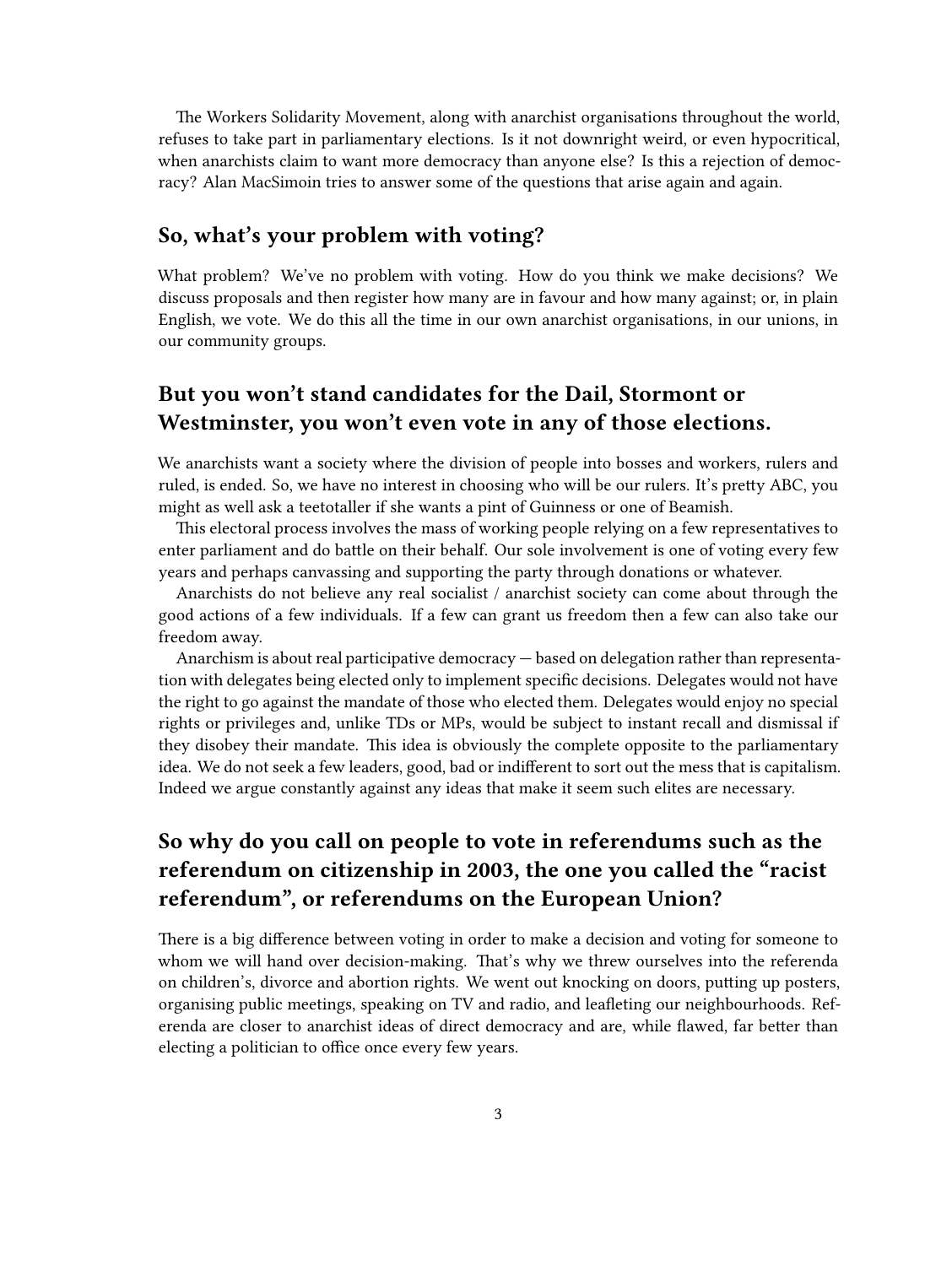The Workers Solidarity Movement, along with anarchist organisations throughout the world, refuses to take part in parliamentary elections. Is it not downright weird, or even hypocritical, when anarchists claim to want more democracy than anyone else? Is this a rejection of democracy? Alan MacSimoin tries to answer some of the questions that arise again and again.

## So, what's your problem with voting?

What problem? We've no problem with voting. How do you think we make decisions? We discuss proposals and then register how many are in favour and how many against; or, in plain English, we vote. We do this all the time in our own anarchist organisations, in our unions, in our community groups.

## But you won't stand candidates for the Dail, Stormont or Westminster, you won't even vote in any of those elections.

We anarchists want a society where the division of people into bosses and workers, rulers and ruled, is ended. So, we have no interest in choosing who will be our rulers. It's pretty ABC, you might as well ask a teetotaller if she wants a pint of Guinness or one of Beamish.

This electoral process involves the mass of working people relying on a few representatives to enter parliament and do battle on their behalf. Our sole involvement is one of voting every few years and perhaps canvassing and supporting the party through donations or whatever.

Anarchists do not believe any real socialist / anarchist society can come about through the good actions of a few individuals. If a few can grant us freedom then a few can also take our freedom away.

Anarchism is about real participative democracy — based on delegation rather than representation with delegates being elected only to implement specific decisions. Delegates would not have the right to go against the mandate of those who elected them. Delegates would enjoy no special rights or privileges and, unlike TDs or MPs, would be subject to instant recall and dismissal if they disobey their mandate. This idea is obviously the complete opposite to the parliamentary idea. We do not seek a few leaders, good, bad or indifferent to sort out the mess that is capitalism. Indeed we argue constantly against any ideas that make it seem such elites are necessary.

## So why do you call on people to vote in referendums such as the referendum on citizenship in 2003, the one you called the "racist referendum", or referendums on the European Union?

There is a big difference between voting in order to make a decision and voting for someone to whom we will hand over decision-making. That's why we threw ourselves into the referenda on children's, divorce and abortion rights. We went out knocking on doors, putting up posters, organising public meetings, speaking on TV and radio, and leafleting our neighbourhoods. Referenda are closer to anarchist ideas of direct democracy and are, while flawed, far better than electing a politician to office once every few years.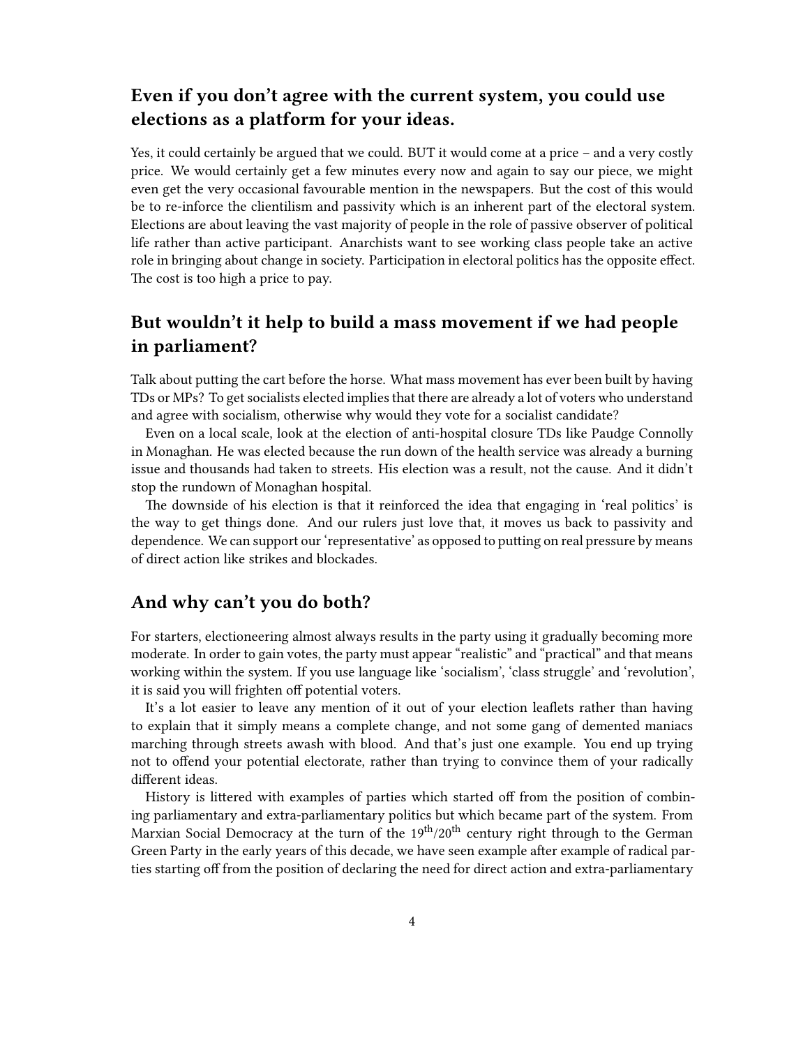## Even if you don't agree with the current system, you could use elections as a platform for your ideas.

Yes, it could certainly be argued that we could. BUT it would come at a price – and a very costly price. We would certainly get a few minutes every now and again to say our piece, we might even get the very occasional favourable mention in the newspapers. But the cost of this would be to re-inforce the clientilism and passivity which is an inherent part of the electoral system. Elections are about leaving the vast majority of people in the role of passive observer of political life rather than active participant. Anarchists want to see working class people take an active role in bringing about change in society. Participation in electoral politics has the opposite effect. The cost is too high a price to pay.

## But wouldn't it help to build a mass movement if we had people in parliament?

Talk about putting the cart before the horse. What mass movement has ever been built by having TDs or MPs? To get socialists elected implies that there are already a lot of voters who understand and agree with socialism, otherwise why would they vote for a socialist candidate?

Even on a local scale, look at the election of anti-hospital closure TDs like Paudge Connolly in Monaghan. He was elected because the run down of the health service was already a burning issue and thousands had taken to streets. His election was a result, not the cause. And it didn't stop the rundown of Monaghan hospital.

The downside of his election is that it reinforced the idea that engaging in 'real politics' is the way to get things done. And our rulers just love that, it moves us back to passivity and dependence. We can support our 'representative' as opposed to putting on real pressure by means of direct action like strikes and blockades.

## And why can't you do both?

For starters, electioneering almost always results in the party using it gradually becoming more moderate. In order to gain votes, the party must appear "realistic" and "practical" and that means working within the system. If you use language like 'socialism', 'class struggle' and 'revolution', it is said you will frighten off potential voters.

It's a lot easier to leave any mention of it out of your election leaflets rather than having to explain that it simply means a complete change, and not some gang of demented maniacs marching through streets awash with blood. And that's just one example. You end up trying not to offend your potential electorate, rather than trying to convince them of your radically different ideas.

History is littered with examples of parties which started off from the position of combining parliamentary and extra-parliamentary politics but which became part of the system. From Marxian Social Democracy at the turn of the 19th/20th century right through to the German Green Party in the early years of this decade, we have seen example after example of radical parties starting off from the position of declaring the need for direct action and extra-parliamentary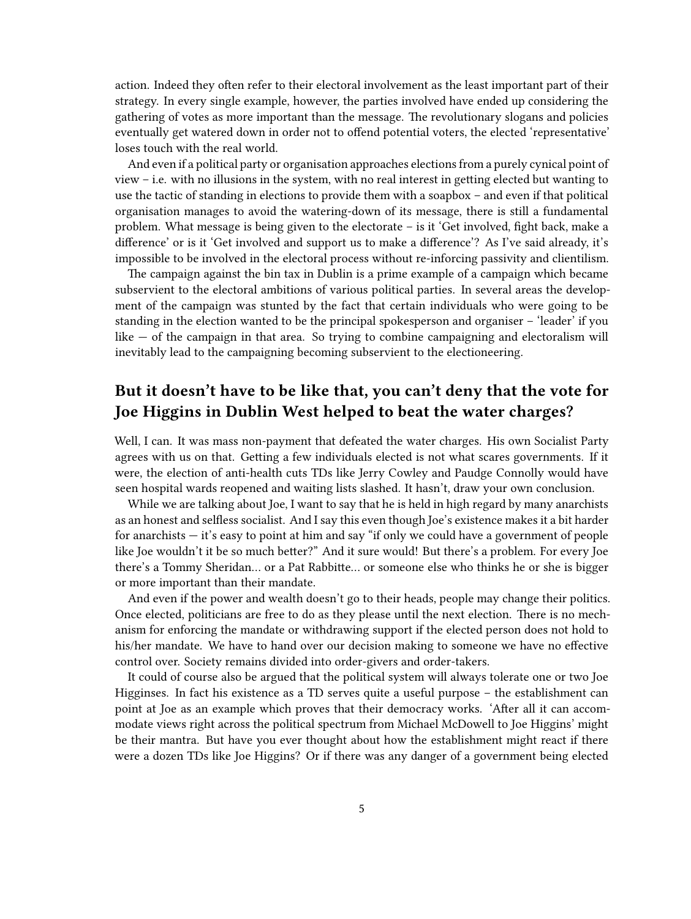action. Indeed they often refer to their electoral involvement as the least important part of their strategy. In every single example, however, the parties involved have ended up considering the gathering of votes as more important than the message. The revolutionary slogans and policies eventually get watered down in order not to offend potential voters, the elected 'representative' loses touch with the real world.

And even if a political party or organisation approaches elections from a purely cynical point of view – i.e. with no illusions in the system, with no real interest in getting elected but wanting to use the tactic of standing in elections to provide them with a soapbox – and even if that political organisation manages to avoid the watering-down of its message, there is still a fundamental problem. What message is being given to the electorate – is it 'Get involved, fight back, make a difference' or is it 'Get involved and support us to make a difference'? As I've said already, it's impossible to be involved in the electoral process without re-inforcing passivity and clientilism.

The campaign against the bin tax in Dublin is a prime example of a campaign which became subservient to the electoral ambitions of various political parties. In several areas the development of the campaign was stunted by the fact that certain individuals who were going to be standing in the election wanted to be the principal spokesperson and organiser – 'leader' if you like — of the campaign in that area. So trying to combine campaigning and electoralism will inevitably lead to the campaigning becoming subservient to the electioneering.

## But it doesn't have to be like that, you can't deny that the vote for Joe Higgins in Dublin West helped to beat the water charges?

Well, I can. It was mass non-payment that defeated the water charges. His own Socialist Party agrees with us on that. Getting a few individuals elected is not what scares governments. If it were, the election of anti-health cuts TDs like Jerry Cowley and Paudge Connolly would have seen hospital wards reopened and waiting lists slashed. It hasn't, draw your own conclusion.

While we are talking about Joe, I want to say that he is held in high regard by many anarchists as an honest and selfless socialist. And I say this even though Joe's existence makes it a bit harder for anarchists — it's easy to point at him and say "if only we could have a government of people like Joe wouldn't it be so much better?" And it sure would! But there's a problem. For every Joe there's a Tommy Sheridan… or a Pat Rabbitte… or someone else who thinks he or she is bigger or more important than their mandate.

And even if the power and wealth doesn't go to their heads, people may change their politics. Once elected, politicians are free to do as they please until the next election. There is no mechanism for enforcing the mandate or withdrawing support if the elected person does not hold to his/her mandate. We have to hand over our decision making to someone we have no effective control over. Society remains divided into order-givers and order-takers.

It could of course also be argued that the political system will always tolerate one or two Joe Higginses. In fact his existence as a TD serves quite a useful purpose – the establishment can point at Joe as an example which proves that their democracy works. 'After all it can accommodate views right across the political spectrum from Michael McDowell to Joe Higgins' might be their mantra. But have you ever thought about how the establishment might react if there were a dozen TDs like Joe Higgins? Or if there was any danger of a government being elected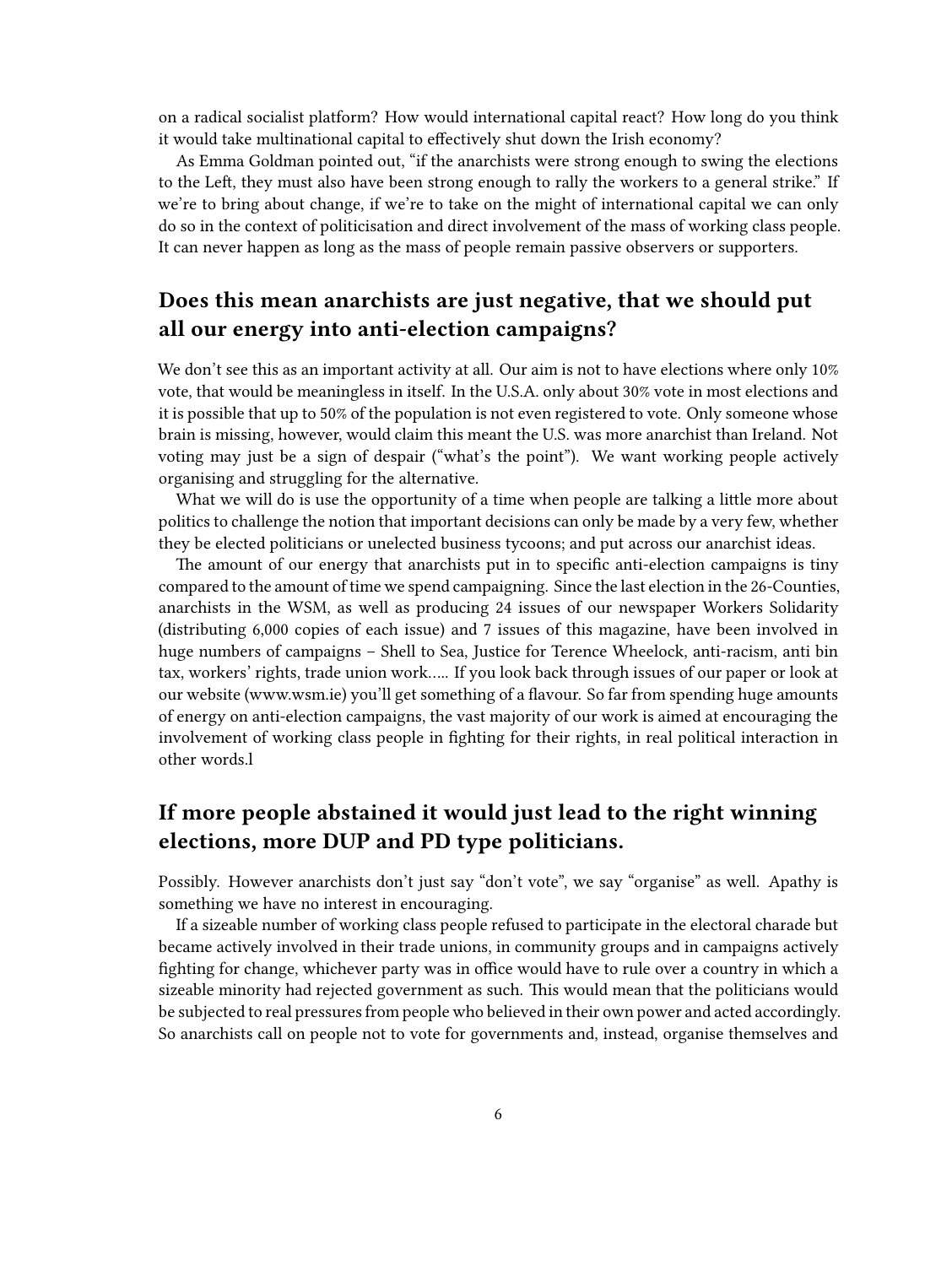on a radical socialist platform? How would international capital react? How long do you think it would take multinational capital to effectively shut down the Irish economy?

As Emma Goldman pointed out, "if the anarchists were strong enough to swing the elections to the Left, they must also have been strong enough to rally the workers to a general strike." If we're to bring about change, if we're to take on the might of international capital we can only do so in the context of politicisation and direct involvement of the mass of working class people. It can never happen as long as the mass of people remain passive observers or supporters.

## Does this mean anarchists are just negative, that we should put all our energy into anti-election campaigns?

We don't see this as an important activity at all. Our aim is not to have elections where only 10% vote, that would be meaningless in itself. In the U.S.A. only about 30% vote in most elections and it is possible that up to 50% of the population is not even registered to vote. Only someone whose brain is missing, however, would claim this meant the U.S. was more anarchist than Ireland. Not voting may just be a sign of despair ("what's the point"). We want working people actively organising and struggling for the alternative.

What we will do is use the opportunity of a time when people are talking a little more about politics to challenge the notion that important decisions can only be made by a very few, whether they be elected politicians or unelected business tycoons; and put across our anarchist ideas.

The amount of our energy that anarchists put in to specific anti-election campaigns is tiny compared to the amount of time we spend campaigning. Since the last election in the 26-Counties, anarchists in the WSM, as well as producing 24 issues of our newspaper Workers Solidarity (distributing 6,000 copies of each issue) and 7 issues of this magazine, have been involved in huge numbers of campaigns – Shell to Sea, Justice for Terence Wheelock, anti-racism, anti bin tax, workers' rights, trade union work….. If you look back through issues of our paper or look at our website (www.wsm.ie) you'll get something of a flavour. So far from spending huge amounts of energy on anti-election campaigns, the vast majority of our work is aimed at encouraging the involvement of working class people in fighting for their rights, in real political interaction in other words.l

## If more people abstained it would just lead to the right winning elections, more DUP and PD type politicians.

Possibly. However anarchists don't just say "don't vote", we say "organise" as well. Apathy is something we have no interest in encouraging.

If a sizeable number of working class people refused to participate in the electoral charade but became actively involved in their trade unions, in community groups and in campaigns actively fighting for change, whichever party was in office would have to rule over a country in which a sizeable minority had rejected government as such. This would mean that the politicians would be subjected to real pressures from people who believed in their own power and acted accordingly. So anarchists call on people not to vote for governments and, instead, organise themselves and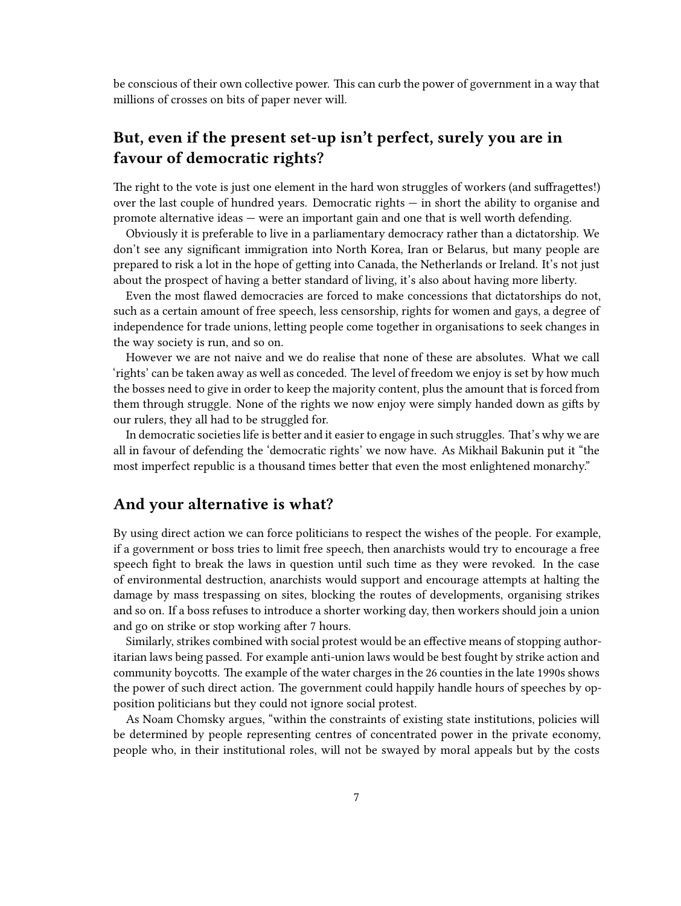be conscious of their own collective power. This can curb the power of government in a way that millions of crosses on bits of paper never will.

## But, even if the present set-up isn't perfect, surely you are in favour of democratic rights?

The right to the vote is just one element in the hard won struggles of workers (and suffragettes!) over the last couple of hundred years. Democratic rights — in short the ability to organise and promote alternative ideas — were an important gain and one that is well worth defending.

Obviously it is preferable to live in a parliamentary democracy rather than a dictatorship. We don't see any significant immigration into North Korea, Iran or Belarus, but many people are prepared to risk a lot in the hope of getting into Canada, the Netherlands or Ireland. It's not just about the prospect of having a better standard of living, it's also about having more liberty.

Even the most flawed democracies are forced to make concessions that dictatorships do not, such as a certain amount of free speech, less censorship, rights for women and gays, a degree of independence for trade unions, letting people come together in organisations to seek changes in the way society is run, and so on.

However we are not naive and we do realise that none of these are absolutes. What we call 'rights' can be taken away as well as conceded. The level of freedom we enjoy is set by how much the bosses need to give in order to keep the majority content, plus the amount that is forced from them through struggle. None of the rights we now enjoy were simply handed down as gifts by our rulers, they all had to be struggled for.

In democratic societies life is better and it easier to engage in such struggles. That's why we are all in favour of defending the 'democratic rights' we now have. As Mikhail Bakunin put it "the most imperfect republic is a thousand times better that even the most enlightened monarchy."

## And your alternative is what?

By using direct action we can force politicians to respect the wishes of the people. For example, if a government or boss tries to limit free speech, then anarchists would try to encourage a free speech fight to break the laws in question until such time as they were revoked. In the case of environmental destruction, anarchists would support and encourage attempts at halting the damage by mass trespassing on sites, blocking the routes of developments, organising strikes and so on. If a boss refuses to introduce a shorter working day, then workers should join a union and go on strike or stop working after 7 hours.

Similarly, strikes combined with social protest would be an effective means of stopping authoritarian laws being passed. For example anti-union laws would be best fought by strike action and community boycotts. The example of the water charges in the 26 counties in the late 1990s shows the power of such direct action. The government could happily handle hours of speeches by opposition politicians but they could not ignore social protest.

As Noam Chomsky argues, "within the constraints of existing state institutions, policies will be determined by people representing centres of concentrated power in the private economy, people who, in their institutional roles, will not be swayed by moral appeals but by the costs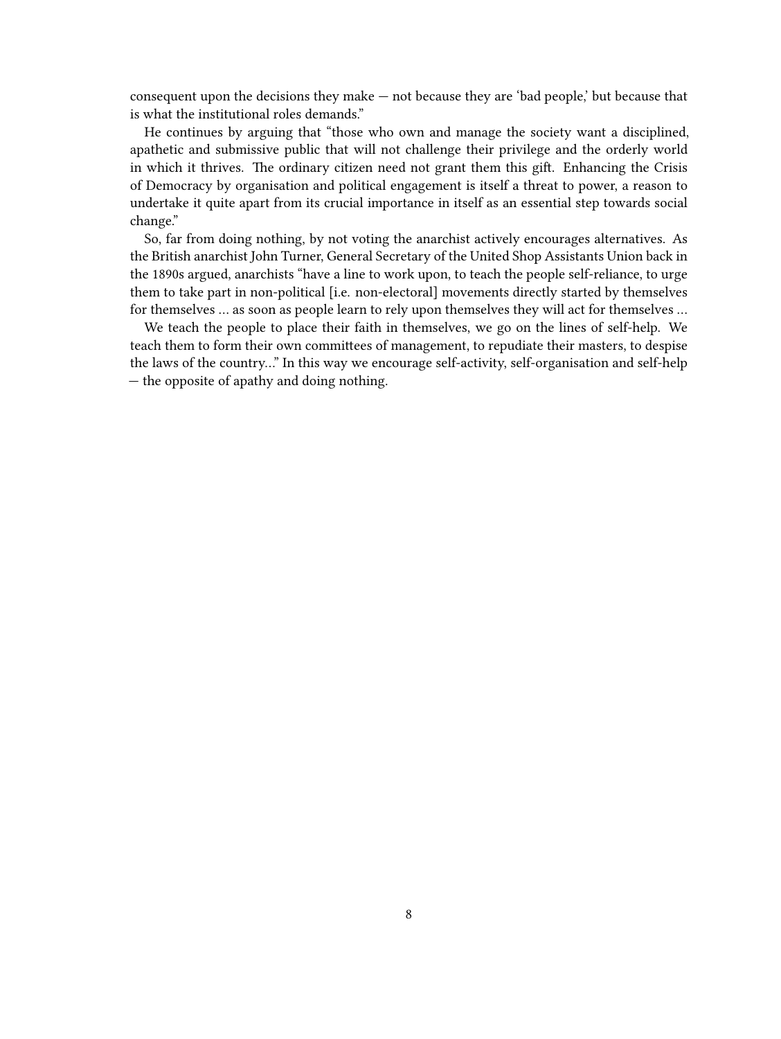consequent upon the decisions they make — not because they are 'bad people,' but because that is what the institutional roles demands."

He continues by arguing that "those who own and manage the society want a disciplined, apathetic and submissive public that will not challenge their privilege and the orderly world in which it thrives. The ordinary citizen need not grant them this gift. Enhancing the Crisis of Democracy by organisation and political engagement is itself a threat to power, a reason to undertake it quite apart from its crucial importance in itself as an essential step towards social change."

So, far from doing nothing, by not voting the anarchist actively encourages alternatives. As the British anarchist John Turner, General Secretary of the United Shop Assistants Union back in the 1890s argued, anarchists "have a line to work upon, to teach the people self-reliance, to urge them to take part in non-political [i.e. non-electoral] movements directly started by themselves for themselves … as soon as people learn to rely upon themselves they will act for themselves …

We teach the people to place their faith in themselves, we go on the lines of self-help. We teach them to form their own committees of management, to repudiate their masters, to despise the laws of the country…" In this way we encourage self-activity, self-organisation and self-help — the opposite of apathy and doing nothing.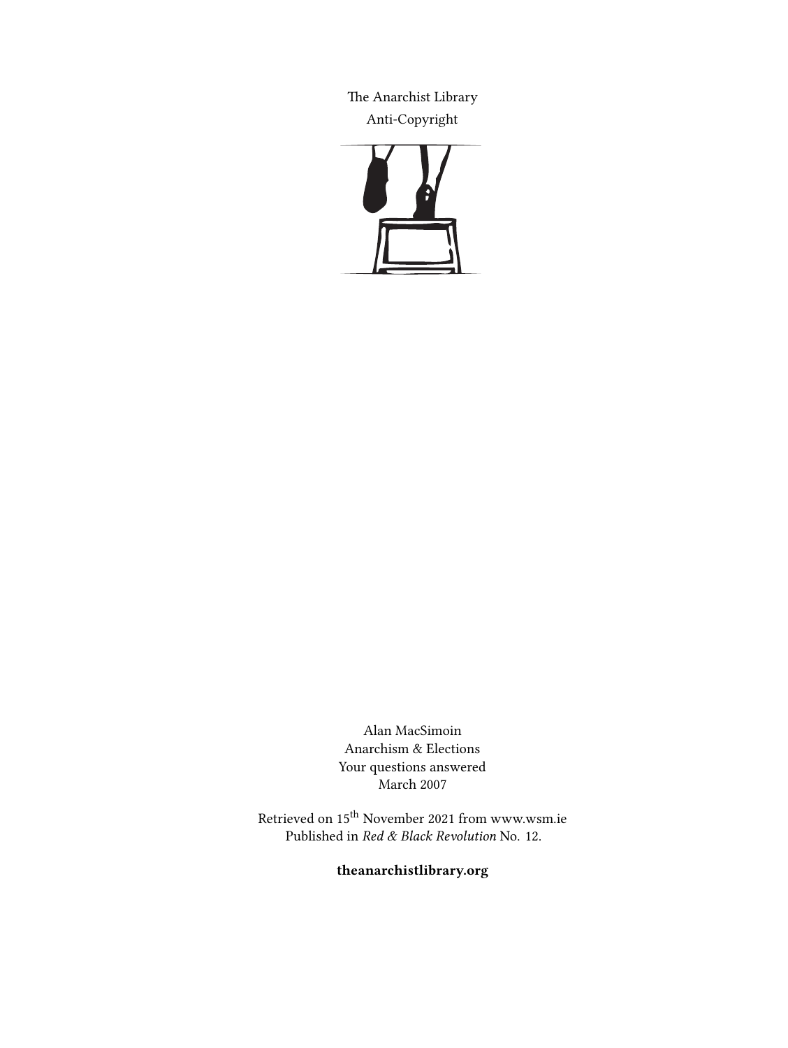The Anarchist Library
Anti-Copyright

Alan MacSimoin
Anarchism & Elections
Your questions answered
March 2007

Retrieved on 15th November 2021 from www.wsm.ie
Published in *Red & Black Revolution* No. 12.

**theanarchistlibrary.org**